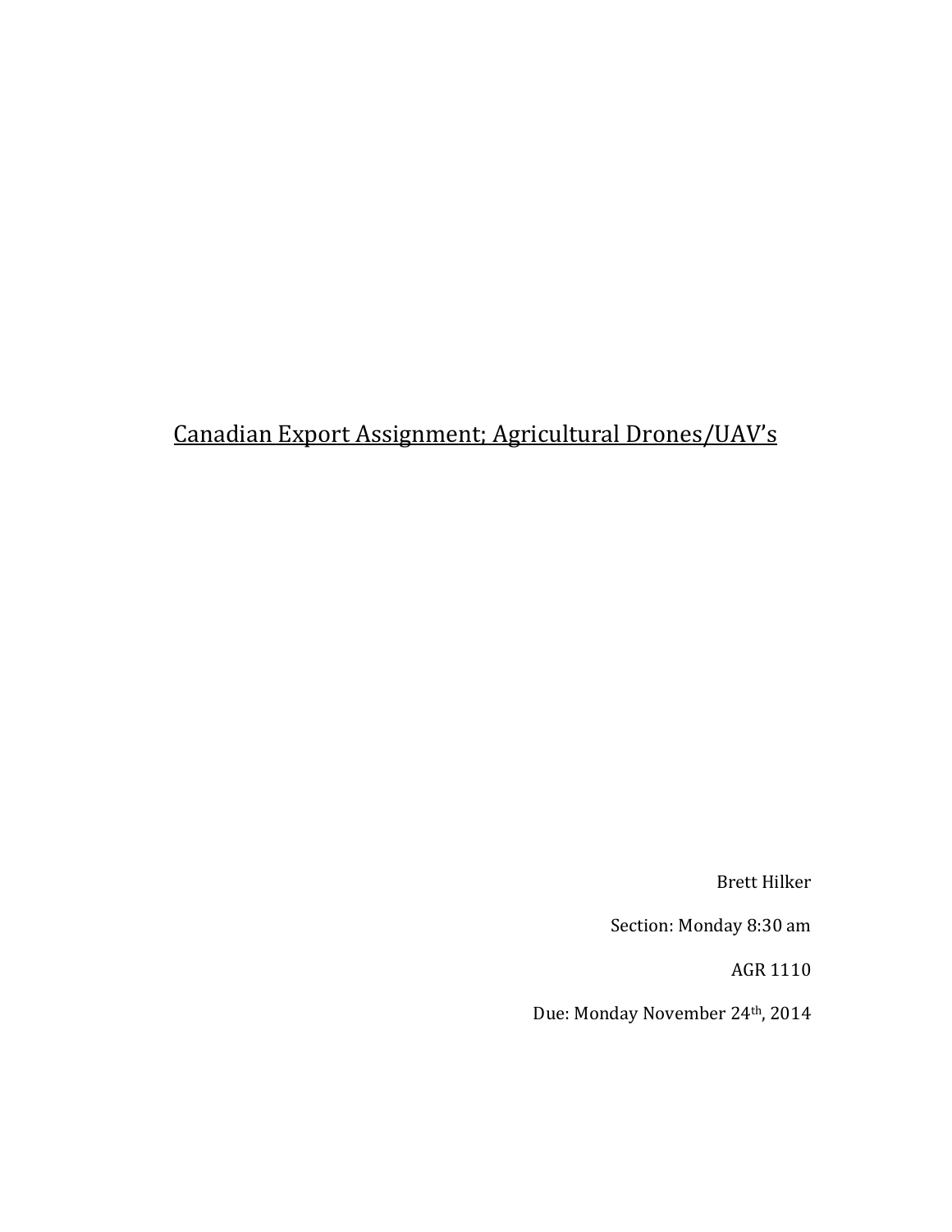# Canadian Export Assignment; Agricultural Drones/UAV's

Brett Hilker

Section: Monday 8:30 am

AGR 1110

Due: Monday November 24th, 2014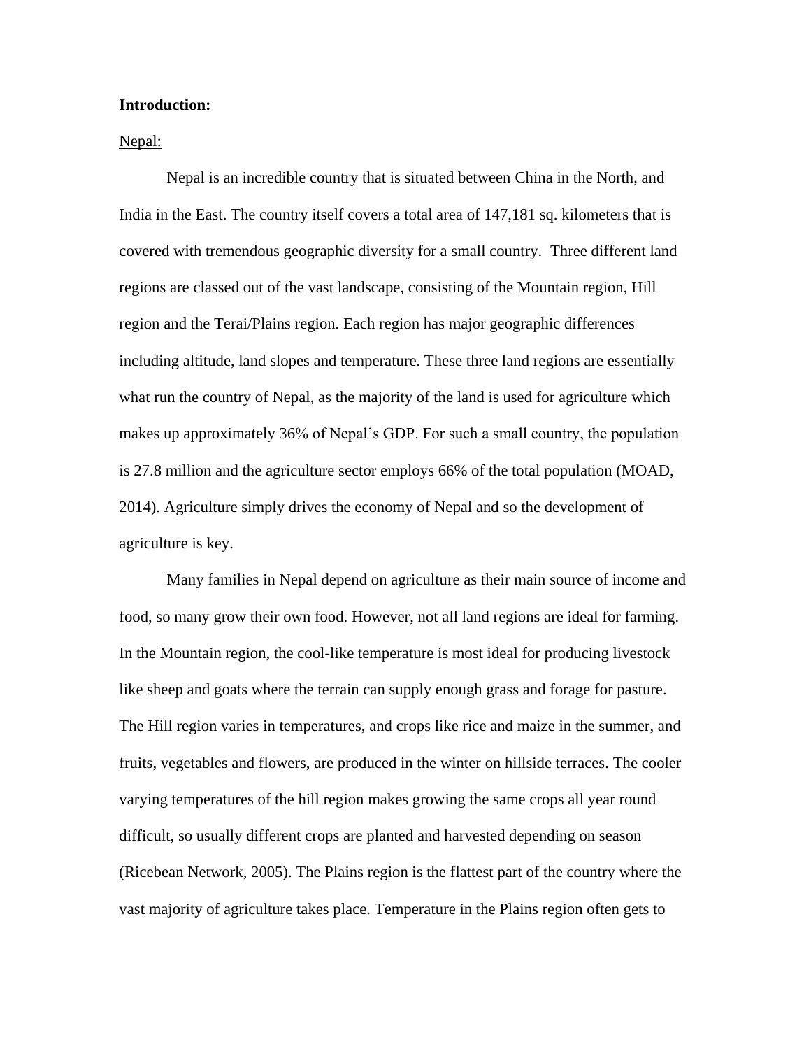**Introduction:**

<u>Nepal:</u>

Nepal is an incredible country that is situated between China in the North, and India in the East. The country itself covers a total area of 147,181 sq. kilometers that is covered with tremendous geographic diversity for a small country. Three different land regions are classed out of the vast landscape, consisting of the Mountain region, Hill region and the Terai/Plains region. Each region has major geographic differences including altitude, land slopes and temperature. These three land regions are essentially what run the country of Nepal, as the majority of the land is used for agriculture which makes up approximately 36% of Nepal's GDP. For such a small country, the population is 27.8 million and the agriculture sector employs 66% of the total population (MOAD, 2014). Agriculture simply drives the economy of Nepal and so the development of agriculture is key.

Many families in Nepal depend on agriculture as their main source of income and food, so many grow their own food. However, not all land regions are ideal for farming. In the Mountain region, the cool-like temperature is most ideal for producing livestock like sheep and goats where the terrain can supply enough grass and forage for pasture. The Hill region varies in temperatures, and crops like rice and maize in the summer, and fruits, vegetables and flowers, are produced in the winter on hillside terraces. The cooler varying temperatures of the hill region makes growing the same crops all year round difficult, so usually different crops are planted and harvested depending on season (Ricebean Network, 2005). The Plains region is the flattest part of the country where the vast majority of agriculture takes place. Temperature in the Plains region often gets to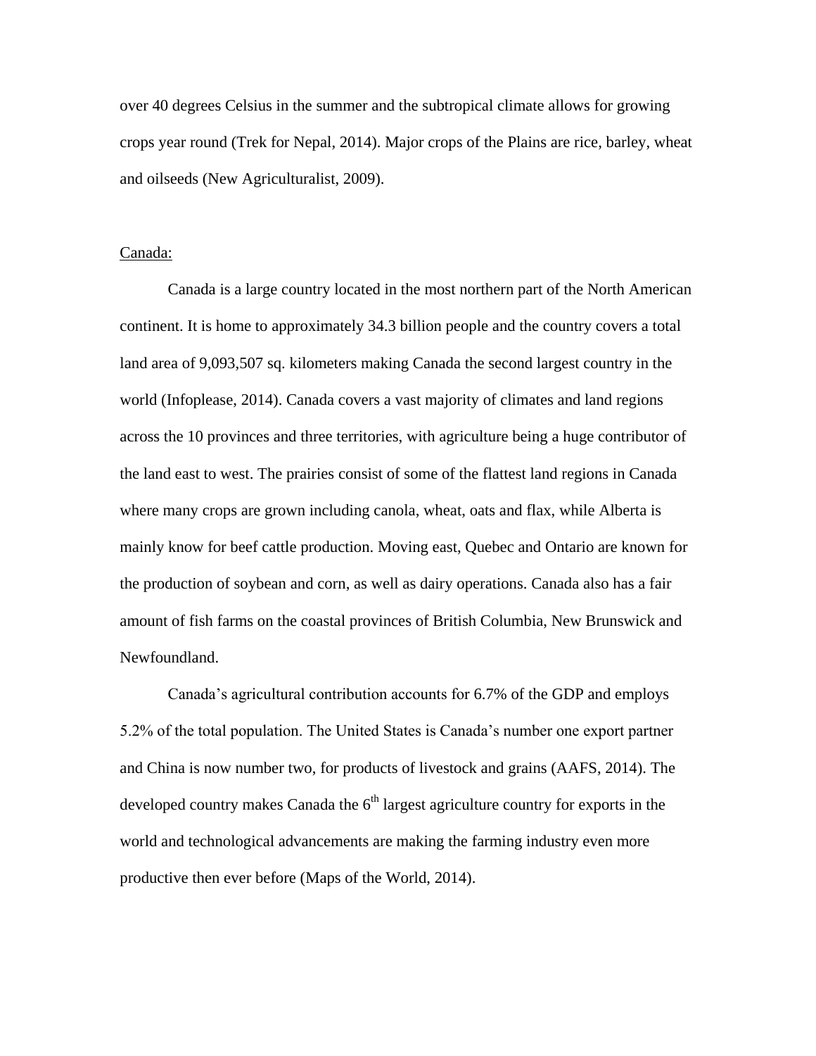over 40 degrees Celsius in the summer and the subtropical climate allows for growing crops year round (Trek for Nepal, 2014). Major crops of the Plains are rice, barley, wheat and oilseeds (New Agriculturalist, 2009).

Canada:

Canada is a large country located in the most northern part of the North American continent. It is home to approximately 34.3 billion people and the country covers a total land area of 9,093,507 sq. kilometers making Canada the second largest country in the world (Infoplease, 2014). Canada covers a vast majority of climates and land regions across the 10 provinces and three territories, with agriculture being a huge contributor of the land east to west. The prairies consist of some of the flattest land regions in Canada where many crops are grown including canola, wheat, oats and flax, while Alberta is mainly know for beef cattle production. Moving east, Quebec and Ontario are known for the production of soybean and corn, as well as dairy operations. Canada also has a fair amount of fish farms on the coastal provinces of British Columbia, New Brunswick and Newfoundland.

Canada's agricultural contribution accounts for 6.7% of the GDP and employs 5.2% of the total population. The United States is Canada's number one export partner and China is now number two, for products of livestock and grains (AAFS, 2014). The developed country makes Canada the 6th largest agriculture country for exports in the world and technological advancements are making the farming industry even more productive then ever before (Maps of the World, 2014).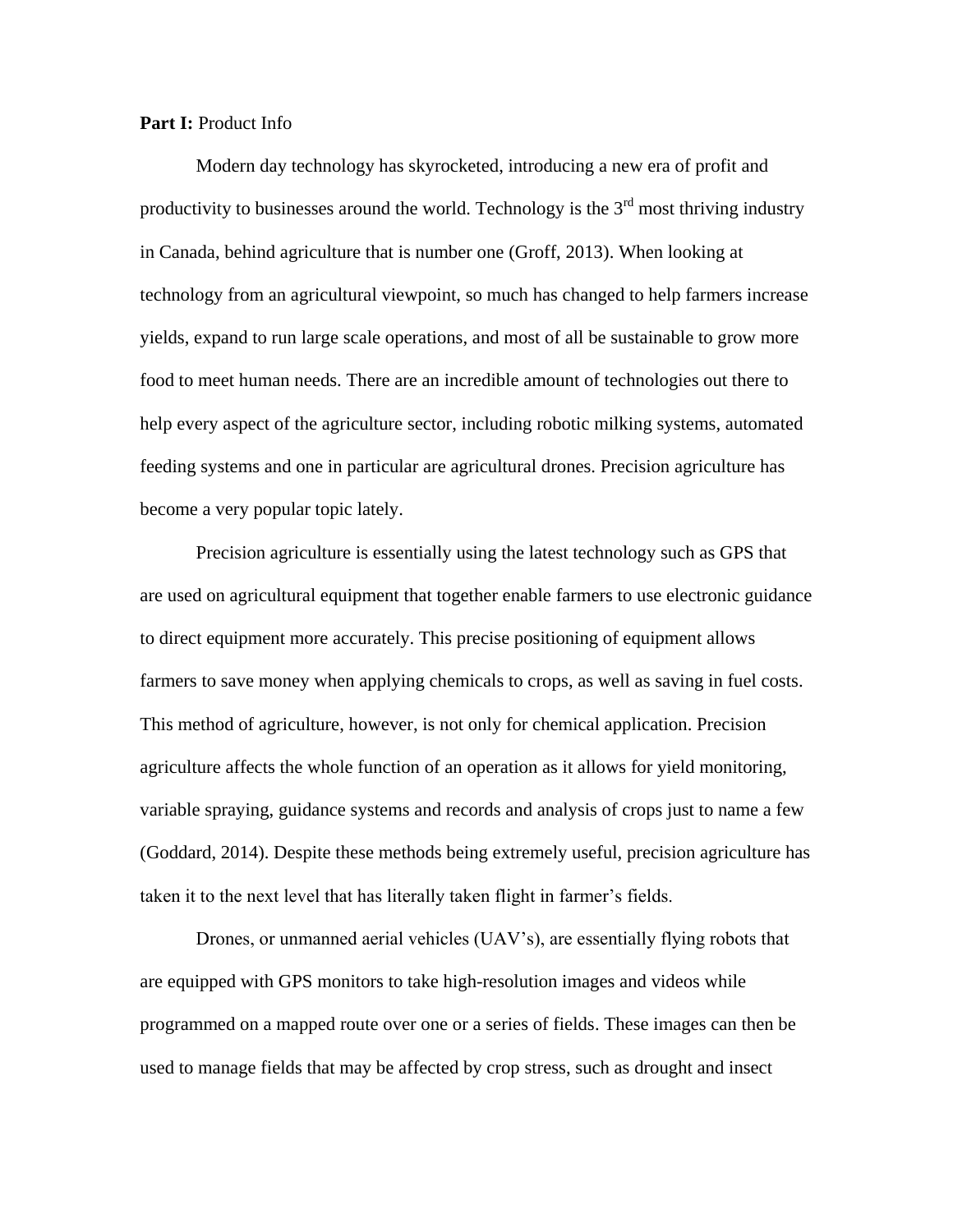**Part I:** Product Info

Modern day technology has skyrocketed, introducing a new era of profit and productivity to businesses around the world. Technology is the 3rd most thriving industry in Canada, behind agriculture that is number one (Groff, 2013). When looking at technology from an agricultural viewpoint, so much has changed to help farmers increase yields, expand to run large scale operations, and most of all be sustainable to grow more food to meet human needs. There are an incredible amount of technologies out there to help every aspect of the agriculture sector, including robotic milking systems, automated feeding systems and one in particular are agricultural drones. Precision agriculture has become a very popular topic lately.

Precision agriculture is essentially using the latest technology such as GPS that are used on agricultural equipment that together enable farmers to use electronic guidance to direct equipment more accurately. This precise positioning of equipment allows farmers to save money when applying chemicals to crops, as well as saving in fuel costs. This method of agriculture, however, is not only for chemical application. Precision agriculture affects the whole function of an operation as it allows for yield monitoring, variable spraying, guidance systems and records and analysis of crops just to name a few (Goddard, 2014). Despite these methods being extremely useful, precision agriculture has taken it to the next level that has literally taken flight in farmer's fields.

Drones, or unmanned aerial vehicles (UAV's), are essentially flying robots that are equipped with GPS monitors to take high-resolution images and videos while programmed on a mapped route over one or a series of fields. These images can then be used to manage fields that may be affected by crop stress, such as drought and insect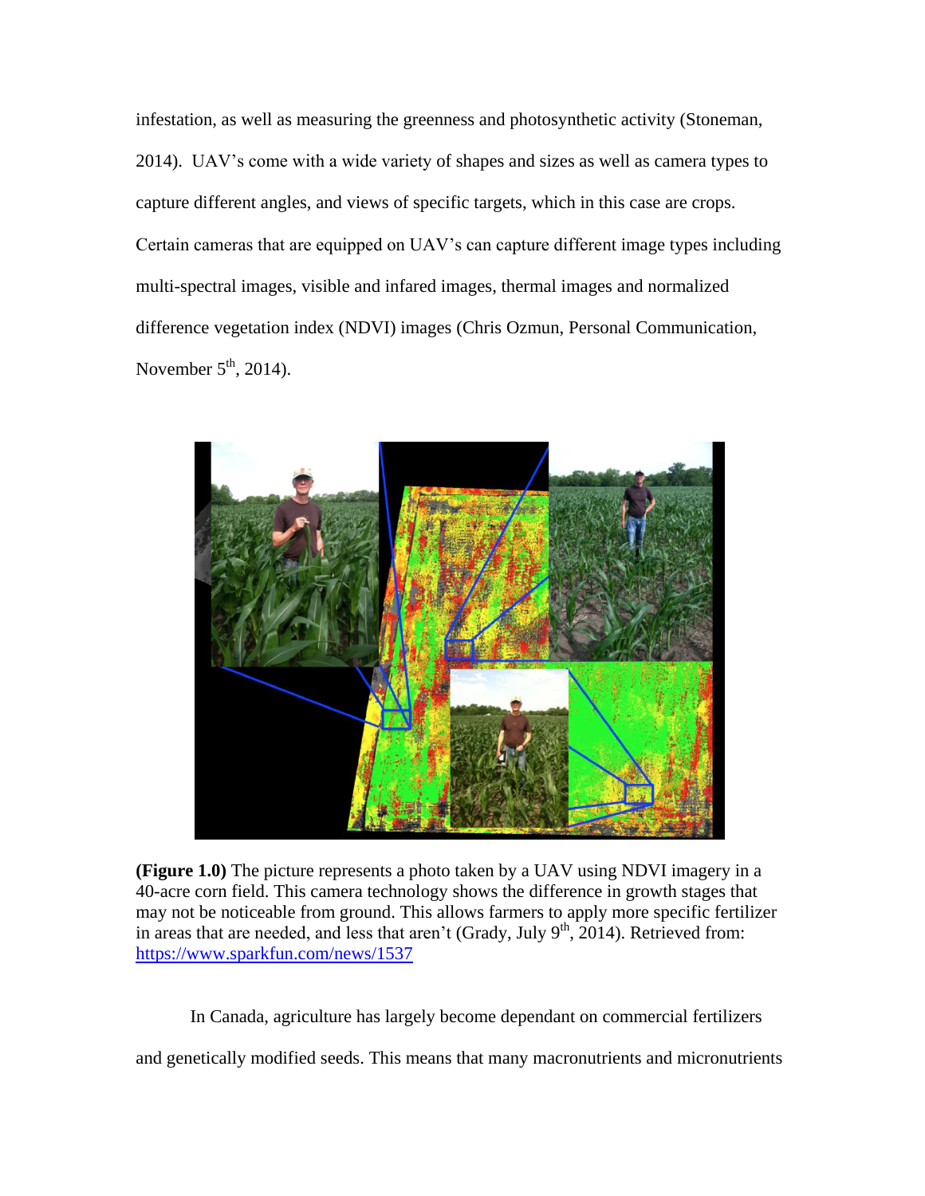infestation, as well as measuring the greenness and photosynthetic activity (Stoneman, 2014). UAV's come with a wide variety of shapes and sizes as well as camera types to capture different angles, and views of specific targets, which in this case are crops. Certain cameras that are equipped on UAV's can capture different image types including multi-spectral images, visible and infared images, thermal images and normalized difference vegetation index (NDVI) images (Chris Ozmun, Personal Communication, November 5th, 2014).

**(Figure 1.0)** The picture represents a photo taken by a UAV using NDVI imagery in a 40-acre corn field. This camera technology shows the difference in growth stages that may not be noticeable from ground. This allows farmers to apply more specific fertilizer in areas that are needed, and less that aren't (Grady, July 9th, 2014). Retrieved from: https://www.sparkfun.com/news/1537

In Canada, agriculture has largely become dependant on commercial fertilizers and genetically modified seeds. This means that many macronutrients and micronutrients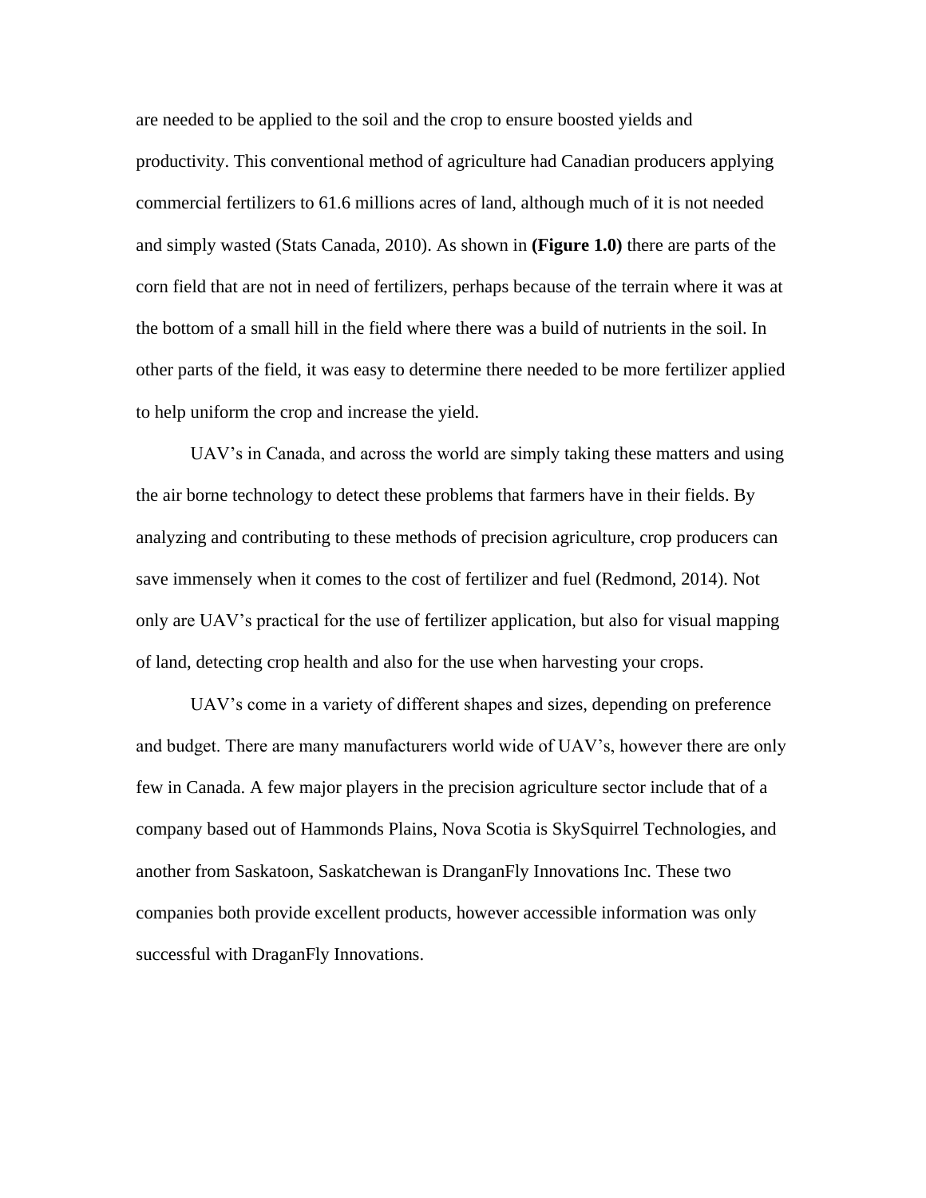are needed to be applied to the soil and the crop to ensure boosted yields and productivity. This conventional method of agriculture had Canadian producers applying commercial fertilizers to 61.6 millions acres of land, although much of it is not needed and simply wasted (Stats Canada, 2010). As shown in **(Figure 1.0)** there are parts of the corn field that are not in need of fertilizers, perhaps because of the terrain where it was at the bottom of a small hill in the field where there was a build of nutrients in the soil. In other parts of the field, it was easy to determine there needed to be more fertilizer applied to help uniform the crop and increase the yield.

UAV's in Canada, and across the world are simply taking these matters and using the air borne technology to detect these problems that farmers have in their fields. By analyzing and contributing to these methods of precision agriculture, crop producers can save immensely when it comes to the cost of fertilizer and fuel (Redmond, 2014). Not only are UAV's practical for the use of fertilizer application, but also for visual mapping of land, detecting crop health and also for the use when harvesting your crops.

UAV's come in a variety of different shapes and sizes, depending on preference and budget. There are many manufacturers world wide of UAV's, however there are only few in Canada. A few major players in the precision agriculture sector include that of a company based out of Hammonds Plains, Nova Scotia is SkySquirrel Technologies, and another from Saskatoon, Saskatchewan is DranganFly Innovations Inc. These two companies both provide excellent products, however accessible information was only successful with DraganFly Innovations.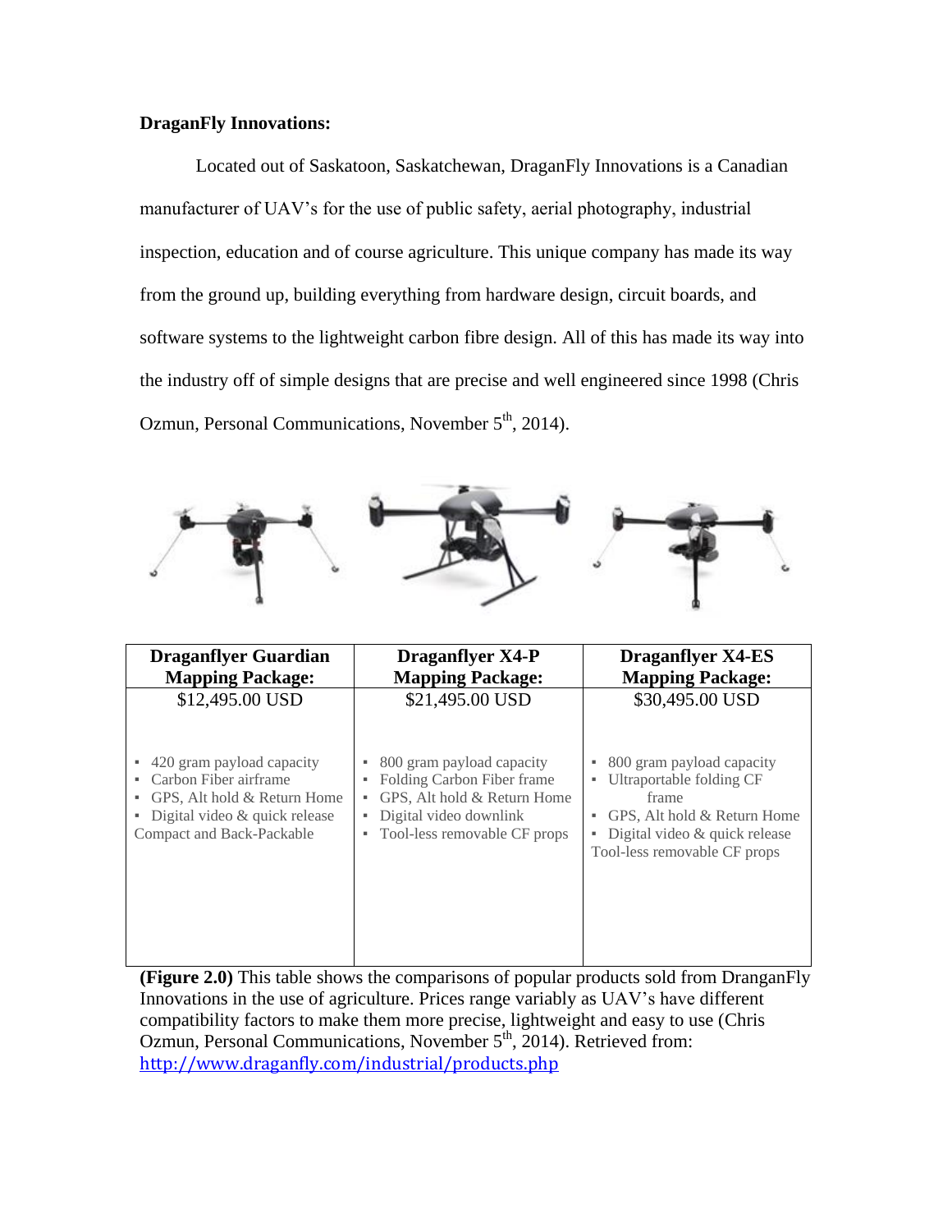**DraganFly Innovations:**

Located out of Saskatoon, Saskatchewan, DraganFly Innovations is a Canadian manufacturer of UAV's for the use of public safety, aerial photography, industrial inspection, education and of course agriculture. This unique company has made its way from the ground up, building everything from hardware design, circuit boards, and software systems to the lightweight carbon fibre design. All of this has made its way into the industry off of simple designs that are precise and well engineered since 1998 (Chris Ozmun, Personal Communications, November 5th, 2014).

| Draganflyer Guardian Mapping Package: | Draganflyer X4-P Mapping Package: | Draganflyer X4-ES Mapping Package: |
|---|---|---|
| $12,495.00 USD | $21,495.00 USD | $30,495.00 USD |
| ▪ 420 gram payload capacity<br>▪ Carbon Fiber airframe<br>▪ GPS, Alt hold & Return Home<br>▪ Digital video & quick release Compact and Back-Packable | ▪ 800 gram payload capacity<br>▪ Folding Carbon Fiber frame<br>▪ GPS, Alt hold & Return Home<br>▪ Digital video downlink<br>▪ Tool-less removable CF props | ▪ 800 gram payload capacity<br>▪ Ultraportable folding CF frame<br>▪ GPS, Alt hold & Return Home<br>▪ Digital video & quick release Tool-less removable CF props |

**(Figure 2.0)** This table shows the comparisons of popular products sold from DranganFly Innovations in the use of agriculture. Prices range variably as UAV's have different compatibility factors to make them more precise, lightweight and easy to use (Chris Ozmun, Personal Communications, November 5th, 2014). Retrieved from: http://www.draganfly.com/industrial/products.php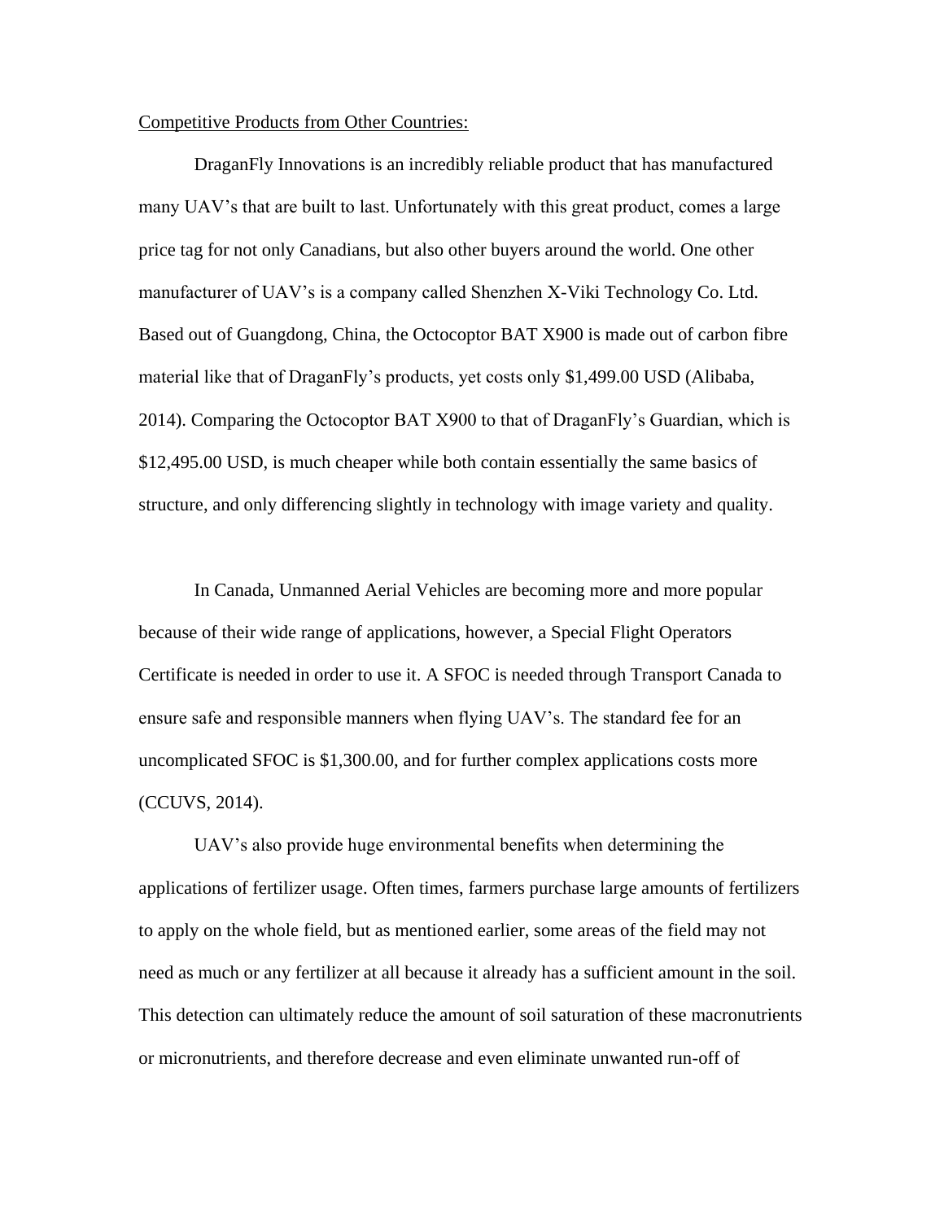<u>Competitive Products from Other Countries:</u>

DraganFly Innovations is an incredibly reliable product that has manufactured many UAV's that are built to last. Unfortunately with this great product, comes a large price tag for not only Canadians, but also other buyers around the world. One other manufacturer of UAV's is a company called Shenzhen X-Viki Technology Co. Ltd. Based out of Guangdong, China, the Octocoptor BAT X900 is made out of carbon fibre material like that of DraganFly's products, yet costs only $1,499.00 USD (Alibaba, 2014). Comparing the Octocoptor BAT X900 to that of DraganFly's Guardian, which is $12,495.00 USD, is much cheaper while both contain essentially the same basics of structure, and only differencing slightly in technology with image variety and quality.

In Canada, Unmanned Aerial Vehicles are becoming more and more popular because of their wide range of applications, however, a Special Flight Operators Certificate is needed in order to use it. A SFOC is needed through Transport Canada to ensure safe and responsible manners when flying UAV's. The standard fee for an uncomplicated SFOC is $1,300.00, and for further complex applications costs more (CCUVS, 2014).

UAV's also provide huge environmental benefits when determining the applications of fertilizer usage. Often times, farmers purchase large amounts of fertilizers to apply on the whole field, but as mentioned earlier, some areas of the field may not need as much or any fertilizer at all because it already has a sufficient amount in the soil. This detection can ultimately reduce the amount of soil saturation of these macronutrients or micronutrients, and therefore decrease and even eliminate unwanted run-off of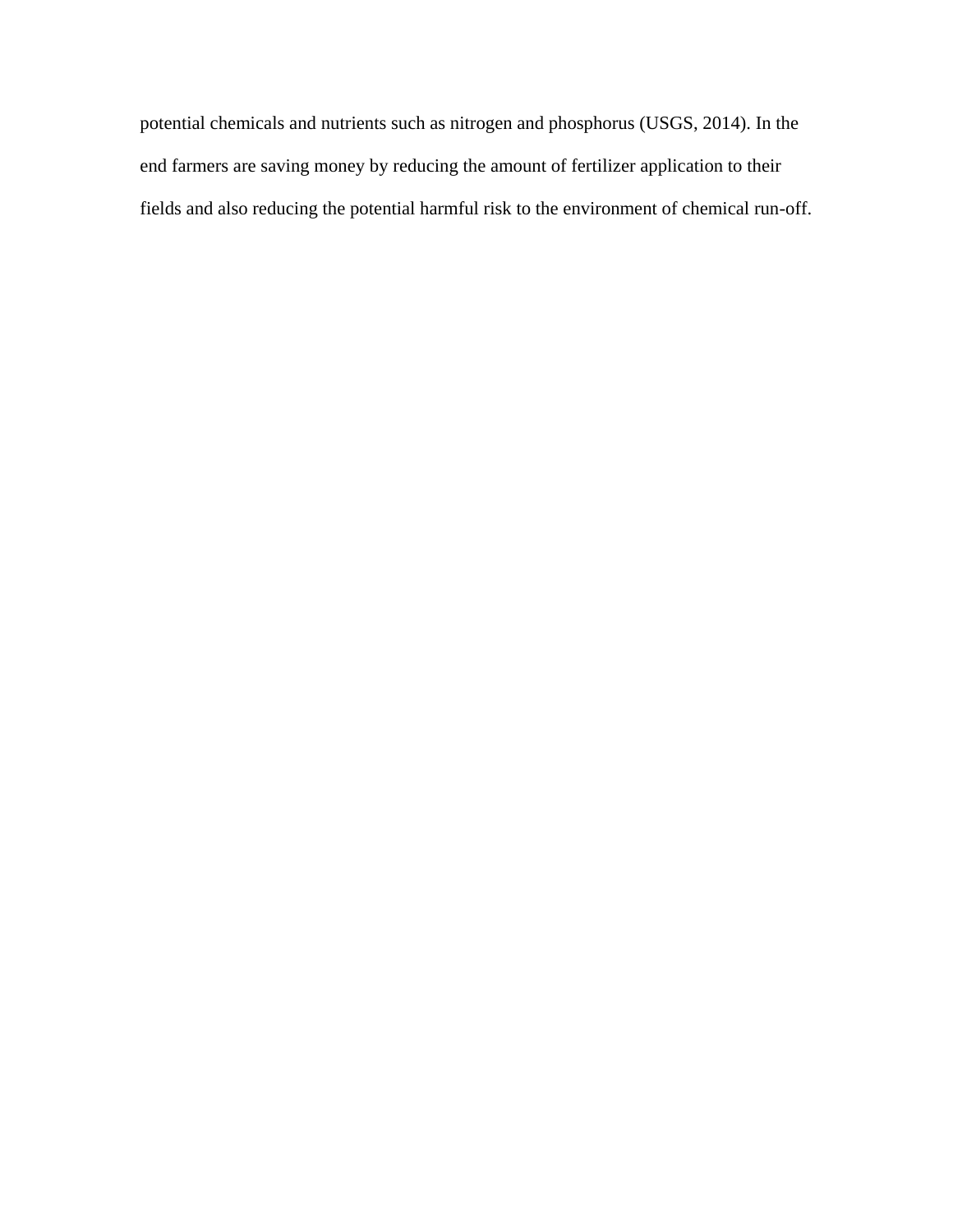potential chemicals and nutrients such as nitrogen and phosphorus (USGS, 2014). In the end farmers are saving money by reducing the amount of fertilizer application to their fields and also reducing the potential harmful risk to the environment of chemical run-off.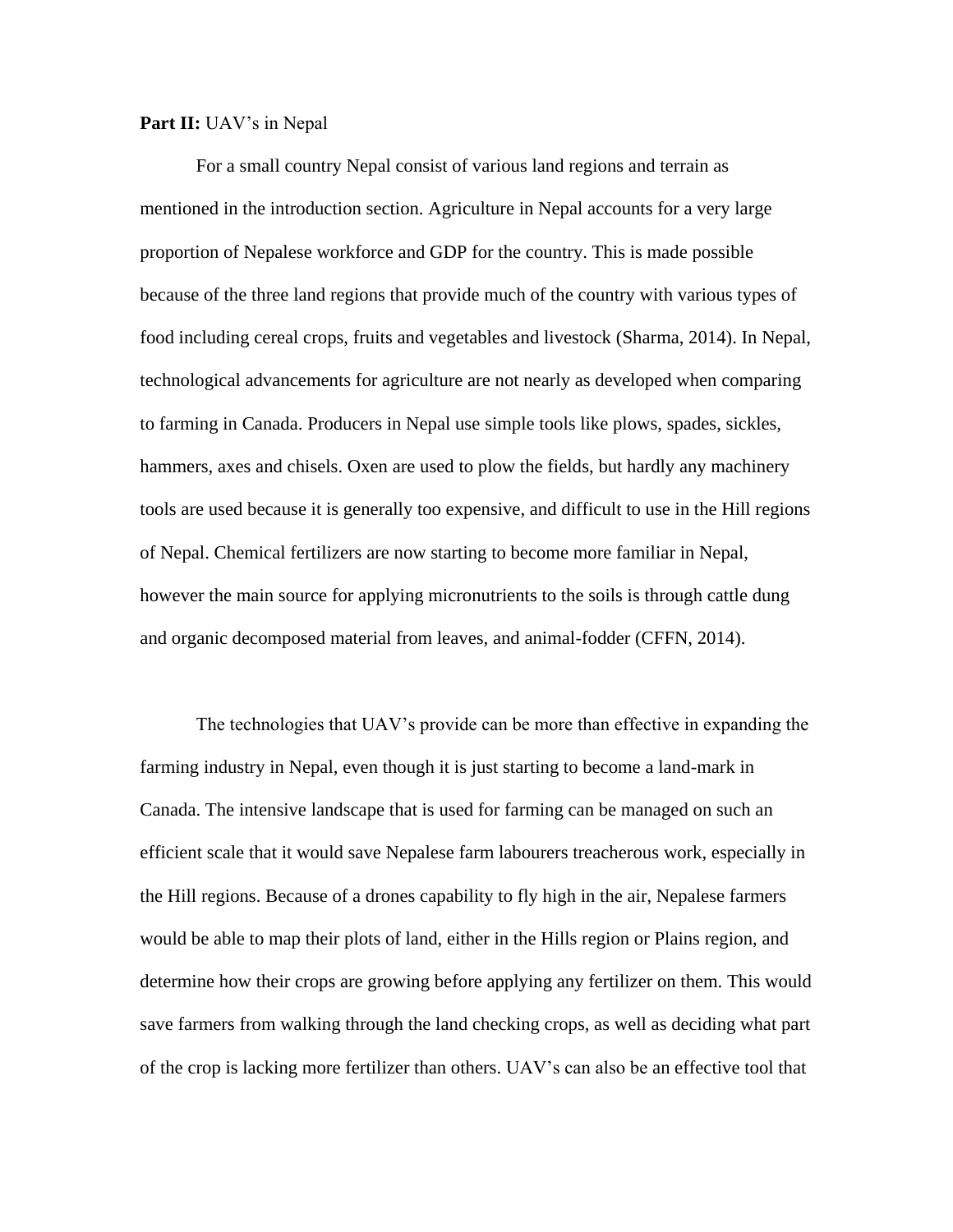**Part II:** UAV's in Nepal

For a small country Nepal consist of various land regions and terrain as mentioned in the introduction section. Agriculture in Nepal accounts for a very large proportion of Nepalese workforce and GDP for the country. This is made possible because of the three land regions that provide much of the country with various types of food including cereal crops, fruits and vegetables and livestock (Sharma, 2014). In Nepal, technological advancements for agriculture are not nearly as developed when comparing to farming in Canada. Producers in Nepal use simple tools like plows, spades, sickles, hammers, axes and chisels. Oxen are used to plow the fields, but hardly any machinery tools are used because it is generally too expensive, and difficult to use in the Hill regions of Nepal. Chemical fertilizers are now starting to become more familiar in Nepal, however the main source for applying micronutrients to the soils is through cattle dung and organic decomposed material from leaves, and animal-fodder (CFFN, 2014).

The technologies that UAV's provide can be more than effective in expanding the farming industry in Nepal, even though it is just starting to become a land-mark in Canada. The intensive landscape that is used for farming can be managed on such an efficient scale that it would save Nepalese farm labourers treacherous work, especially in the Hill regions. Because of a drones capability to fly high in the air, Nepalese farmers would be able to map their plots of land, either in the Hills region or Plains region, and determine how their crops are growing before applying any fertilizer on them. This would save farmers from walking through the land checking crops, as well as deciding what part of the crop is lacking more fertilizer than others. UAV's can also be an effective tool that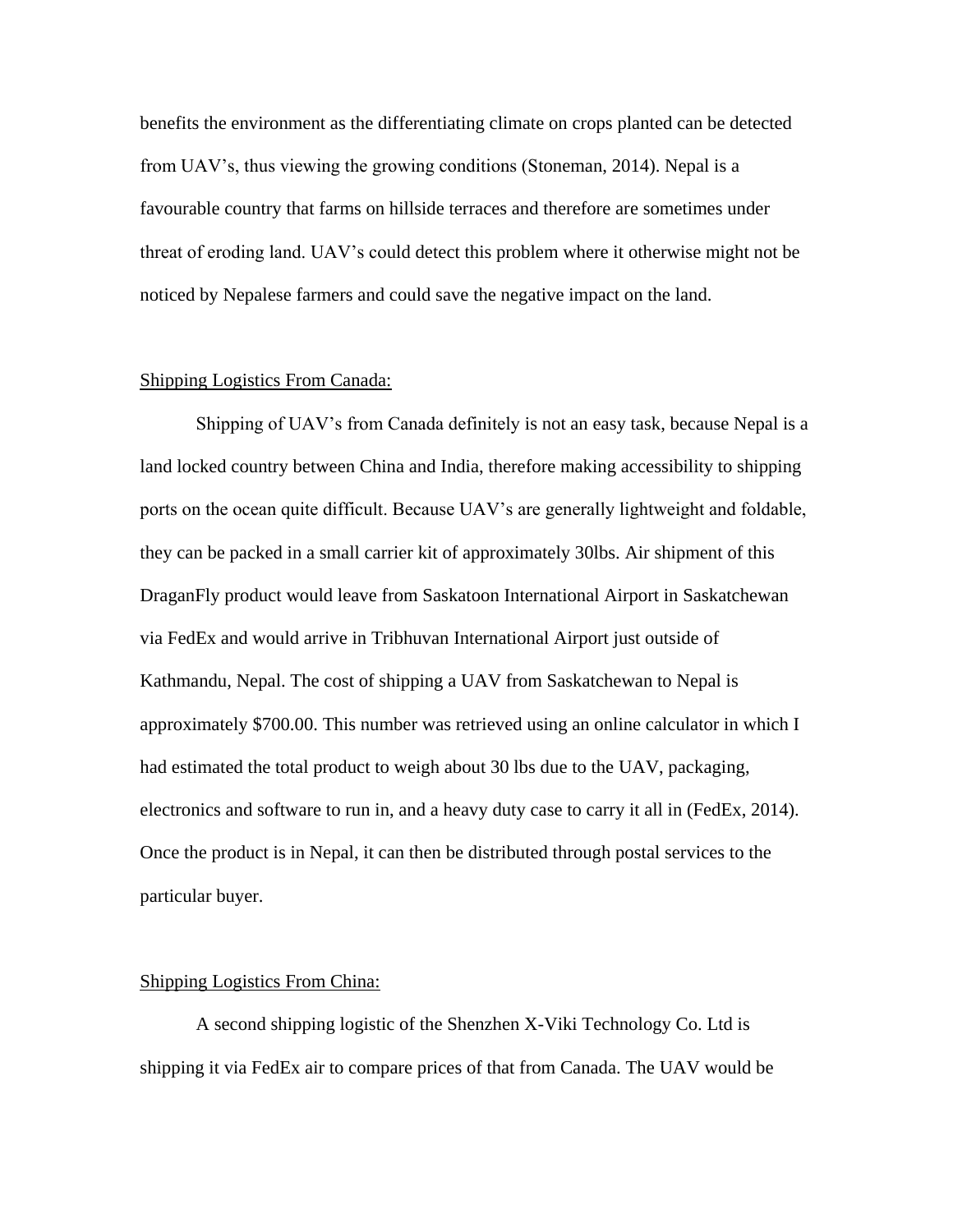benefits the environment as the differentiating climate on crops planted can be detected from UAV's, thus viewing the growing conditions (Stoneman, 2014). Nepal is a favourable country that farms on hillside terraces and therefore are sometimes under threat of eroding land. UAV's could detect this problem where it otherwise might not be noticed by Nepalese farmers and could save the negative impact on the land.

<u>Shipping Logistics From Canada:</u>

Shipping of UAV's from Canada definitely is not an easy task, because Nepal is a land locked country between China and India, therefore making accessibility to shipping ports on the ocean quite difficult. Because UAV's are generally lightweight and foldable, they can be packed in a small carrier kit of approximately 30lbs. Air shipment of this DraganFly product would leave from Saskatoon International Airport in Saskatchewan via FedEx and would arrive in Tribhuvan International Airport just outside of Kathmandu, Nepal. The cost of shipping a UAV from Saskatchewan to Nepal is approximately $700.00. This number was retrieved using an online calculator in which I had estimated the total product to weigh about 30 lbs due to the UAV, packaging, electronics and software to run in, and a heavy duty case to carry it all in (FedEx, 2014). Once the product is in Nepal, it can then be distributed through postal services to the particular buyer.

<u>Shipping Logistics From China:</u>

A second shipping logistic of the Shenzhen X-Viki Technology Co. Ltd is shipping it via FedEx air to compare prices of that from Canada. The UAV would be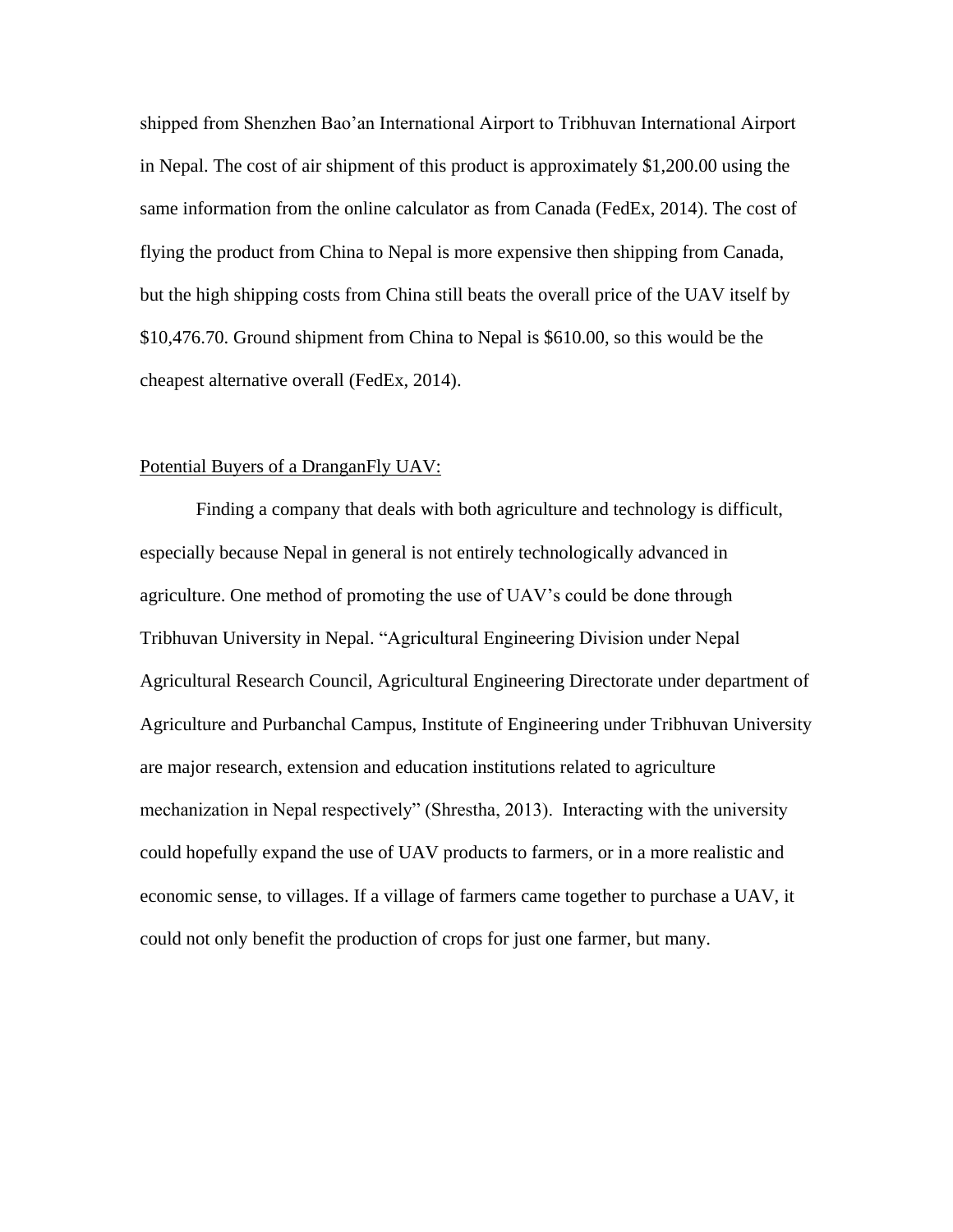shipped from Shenzhen Bao'an International Airport to Tribhuvan International Airport in Nepal. The cost of air shipment of this product is approximately $1,200.00 using the same information from the online calculator as from Canada (FedEx, 2014). The cost of flying the product from China to Nepal is more expensive then shipping from Canada, but the high shipping costs from China still beats the overall price of the UAV itself by $10,476.70. Ground shipment from China to Nepal is $610.00, so this would be the cheapest alternative overall (FedEx, 2014).

<u>Potential Buyers of a DranganFly UAV:</u>

Finding a company that deals with both agriculture and technology is difficult, especially because Nepal in general is not entirely technologically advanced in agriculture. One method of promoting the use of UAV's could be done through Tribhuvan University in Nepal. "Agricultural Engineering Division under Nepal Agricultural Research Council, Agricultural Engineering Directorate under department of Agriculture and Purbanchal Campus, Institute of Engineering under Tribhuvan University are major research, extension and education institutions related to agriculture mechanization in Nepal respectively" (Shrestha, 2013). Interacting with the university could hopefully expand the use of UAV products to farmers, or in a more realistic and economic sense, to villages. If a village of farmers came together to purchase a UAV, it could not only benefit the production of crops for just one farmer, but many.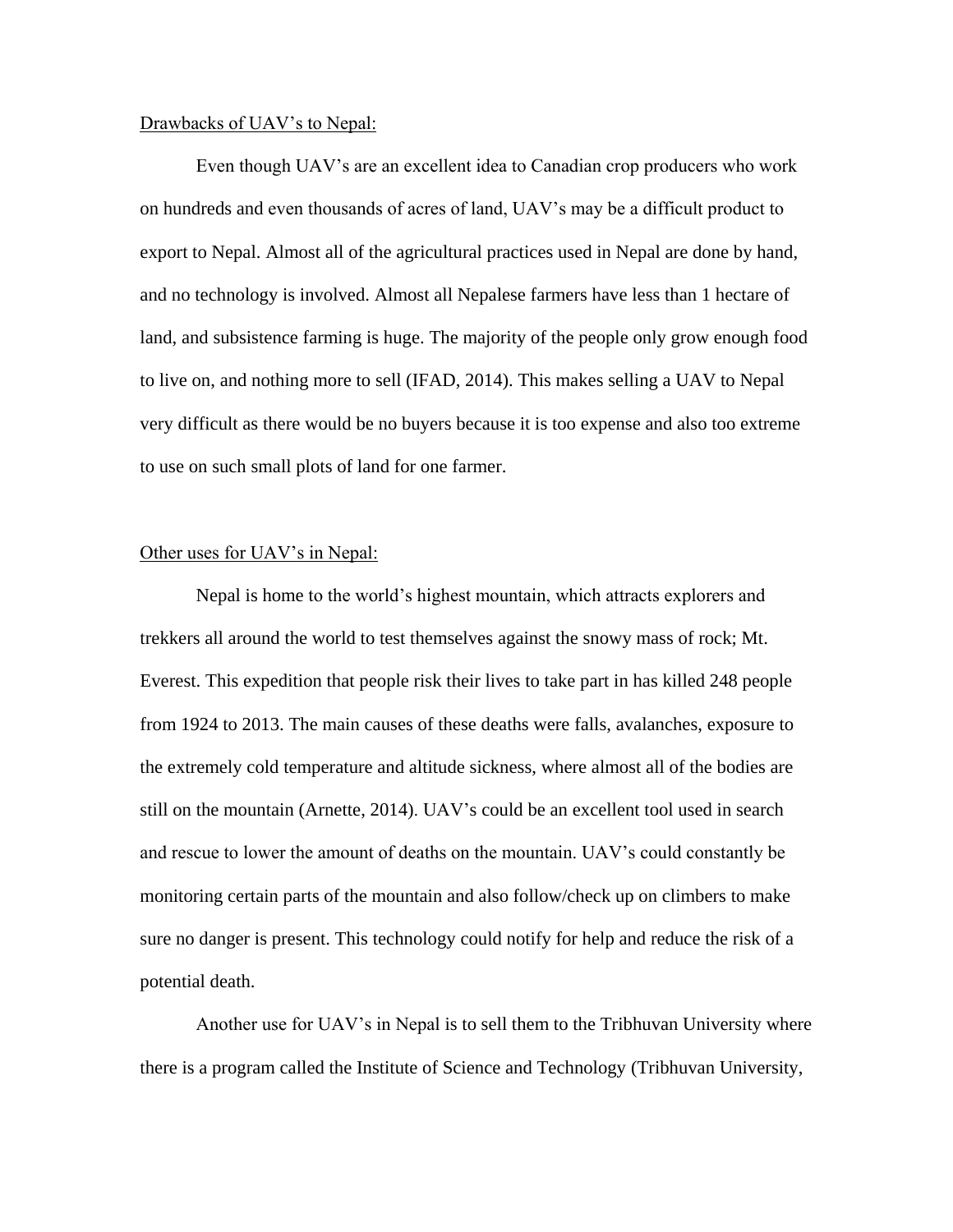<u>Drawbacks of UAV's to Nepal:</u>

Even though UAV's are an excellent idea to Canadian crop producers who work on hundreds and even thousands of acres of land, UAV's may be a difficult product to export to Nepal. Almost all of the agricultural practices used in Nepal are done by hand, and no technology is involved. Almost all Nepalese farmers have less than 1 hectare of land, and subsistence farming is huge. The majority of the people only grow enough food to live on, and nothing more to sell (IFAD, 2014). This makes selling a UAV to Nepal very difficult as there would be no buyers because it is too expense and also too extreme to use on such small plots of land for one farmer.

<u>Other uses for UAV's in Nepal:</u>

Nepal is home to the world's highest mountain, which attracts explorers and trekkers all around the world to test themselves against the snowy mass of rock; Mt. Everest. This expedition that people risk their lives to take part in has killed 248 people from 1924 to 2013. The main causes of these deaths were falls, avalanches, exposure to the extremely cold temperature and altitude sickness, where almost all of the bodies are still on the mountain (Arnette, 2014). UAV's could be an excellent tool used in search and rescue to lower the amount of deaths on the mountain. UAV's could constantly be monitoring certain parts of the mountain and also follow/check up on climbers to make sure no danger is present. This technology could notify for help and reduce the risk of a potential death.

Another use for UAV's in Nepal is to sell them to the Tribhuvan University where there is a program called the Institute of Science and Technology (Tribhuvan University,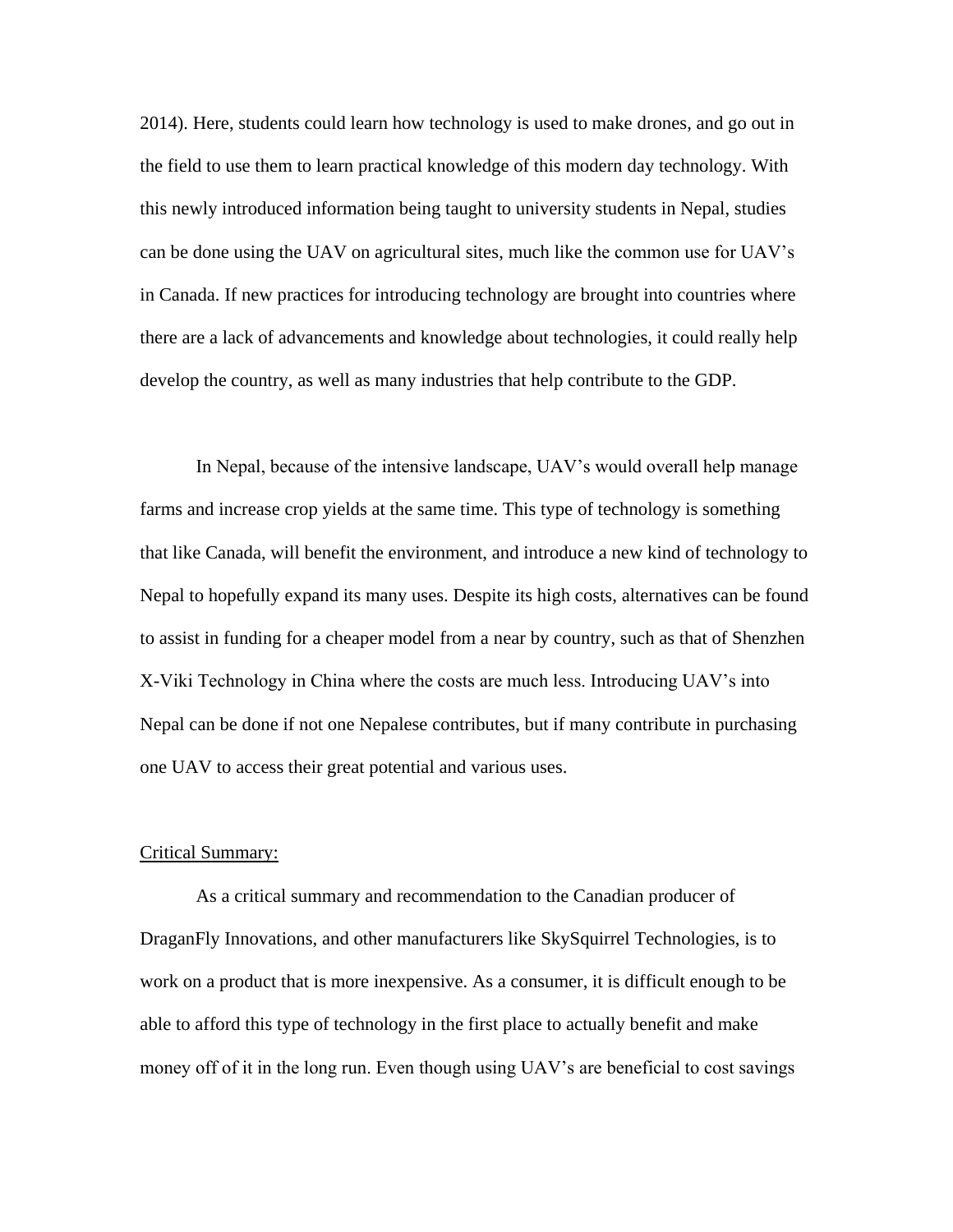2014). Here, students could learn how technology is used to make drones, and go out in the field to use them to learn practical knowledge of this modern day technology. With this newly introduced information being taught to university students in Nepal, studies can be done using the UAV on agricultural sites, much like the common use for UAV's in Canada. If new practices for introducing technology are brought into countries where there are a lack of advancements and knowledge about technologies, it could really help develop the country, as well as many industries that help contribute to the GDP.

In Nepal, because of the intensive landscape, UAV's would overall help manage farms and increase crop yields at the same time. This type of technology is something that like Canada, will benefit the environment, and introduce a new kind of technology to Nepal to hopefully expand its many uses. Despite its high costs, alternatives can be found to assist in funding for a cheaper model from a near by country, such as that of Shenzhen X-Viki Technology in China where the costs are much less. Introducing UAV's into Nepal can be done if not one Nepalese contributes, but if many contribute in purchasing one UAV to access their great potential and various uses.

Critical Summary:

As a critical summary and recommendation to the Canadian producer of DraganFly Innovations, and other manufacturers like SkySquirrel Technologies, is to work on a product that is more inexpensive. As a consumer, it is difficult enough to be able to afford this type of technology in the first place to actually benefit and make money off of it in the long run. Even though using UAV's are beneficial to cost savings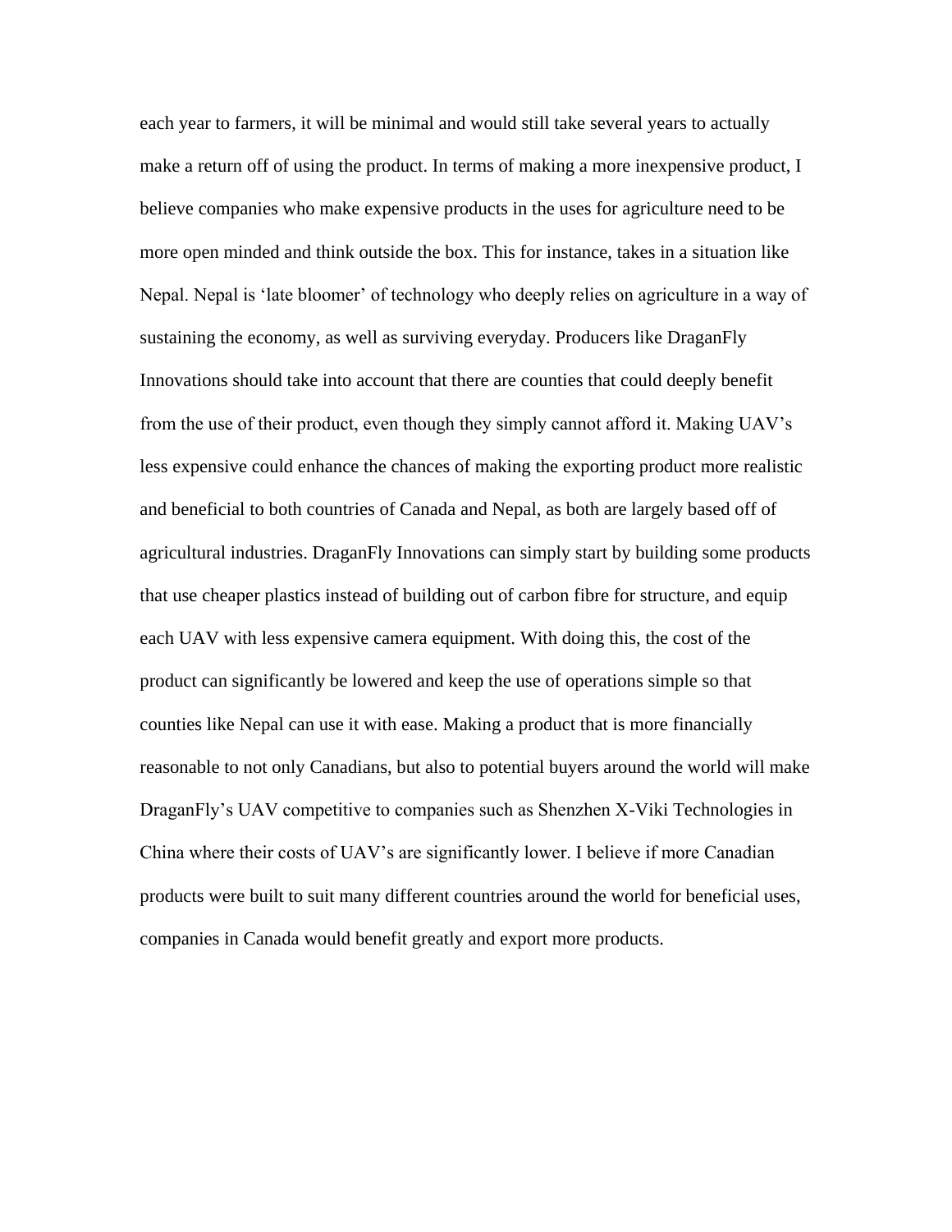each year to farmers, it will be minimal and would still take several years to actually make a return off of using the product. In terms of making a more inexpensive product, I believe companies who make expensive products in the uses for agriculture need to be more open minded and think outside the box. This for instance, takes in a situation like Nepal. Nepal is 'late bloomer' of technology who deeply relies on agriculture in a way of sustaining the economy, as well as surviving everyday. Producers like DraganFly Innovations should take into account that there are counties that could deeply benefit from the use of their product, even though they simply cannot afford it. Making UAV's less expensive could enhance the chances of making the exporting product more realistic and beneficial to both countries of Canada and Nepal, as both are largely based off of agricultural industries. DraganFly Innovations can simply start by building some products that use cheaper plastics instead of building out of carbon fibre for structure, and equip each UAV with less expensive camera equipment. With doing this, the cost of the product can significantly be lowered and keep the use of operations simple so that counties like Nepal can use it with ease. Making a product that is more financially reasonable to not only Canadians, but also to potential buyers around the world will make DraganFly's UAV competitive to companies such as Shenzhen X-Viki Technologies in China where their costs of UAV's are significantly lower. I believe if more Canadian products were built to suit many different countries around the world for beneficial uses, companies in Canada would benefit greatly and export more products.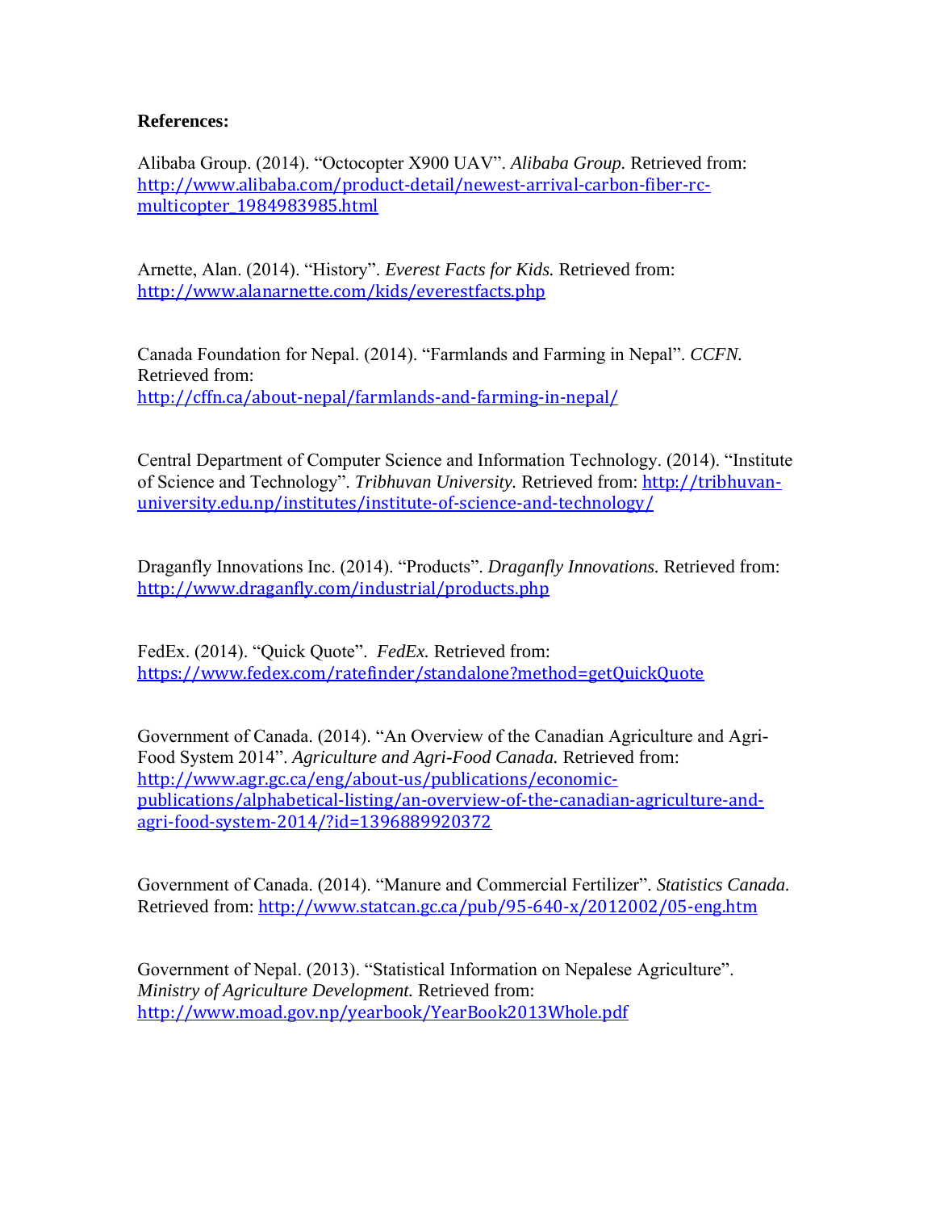**References:**

Alibaba Group. (2014). "Octocopter X900 UAV". *Alibaba Group.* Retrieved from: http://www.alibaba.com/product-detail/newest-arrival-carbon-fiber-rc-multicopter_1984983985.html

Arnette, Alan. (2014). "History". *Everest Facts for Kids.* Retrieved from: http://www.alanarnette.com/kids/everestfacts.php

Canada Foundation for Nepal. (2014). "Farmlands and Farming in Nepal". *CCFN.* Retrieved from: http://cffn.ca/about-nepal/farmlands-and-farming-in-nepal/

Central Department of Computer Science and Information Technology. (2014). "Institute of Science and Technology". *Tribhuvan University.* Retrieved from: http://tribhuvan-university.edu.np/institutes/institute-of-science-and-technology/

Draganfly Innovations Inc. (2014). "Products". *Draganfly Innovations.* Retrieved from: http://www.draganfly.com/industrial/products.php

FedEx. (2014). "Quick Quote". *FedEx.* Retrieved from: https://www.fedex.com/ratefinder/standalone?method=getQuickQuote

Government of Canada. (2014). "An Overview of the Canadian Agriculture and Agri-Food System 2014". *Agriculture and Agri-Food Canada.* Retrieved from: http://www.agr.gc.ca/eng/about-us/publications/economic-publications/alphabetical-listing/an-overview-of-the-canadian-agriculture-and-agri-food-system-2014/?id=1396889920372

Government of Canada. (2014). "Manure and Commercial Fertilizer". *Statistics Canada.* Retrieved from: http://www.statcan.gc.ca/pub/95-640-x/2012002/05-eng.htm

Government of Nepal. (2013). "Statistical Information on Nepalese Agriculture". *Ministry of Agriculture Development.* Retrieved from: http://www.moad.gov.np/yearbook/YearBook2013Whole.pdf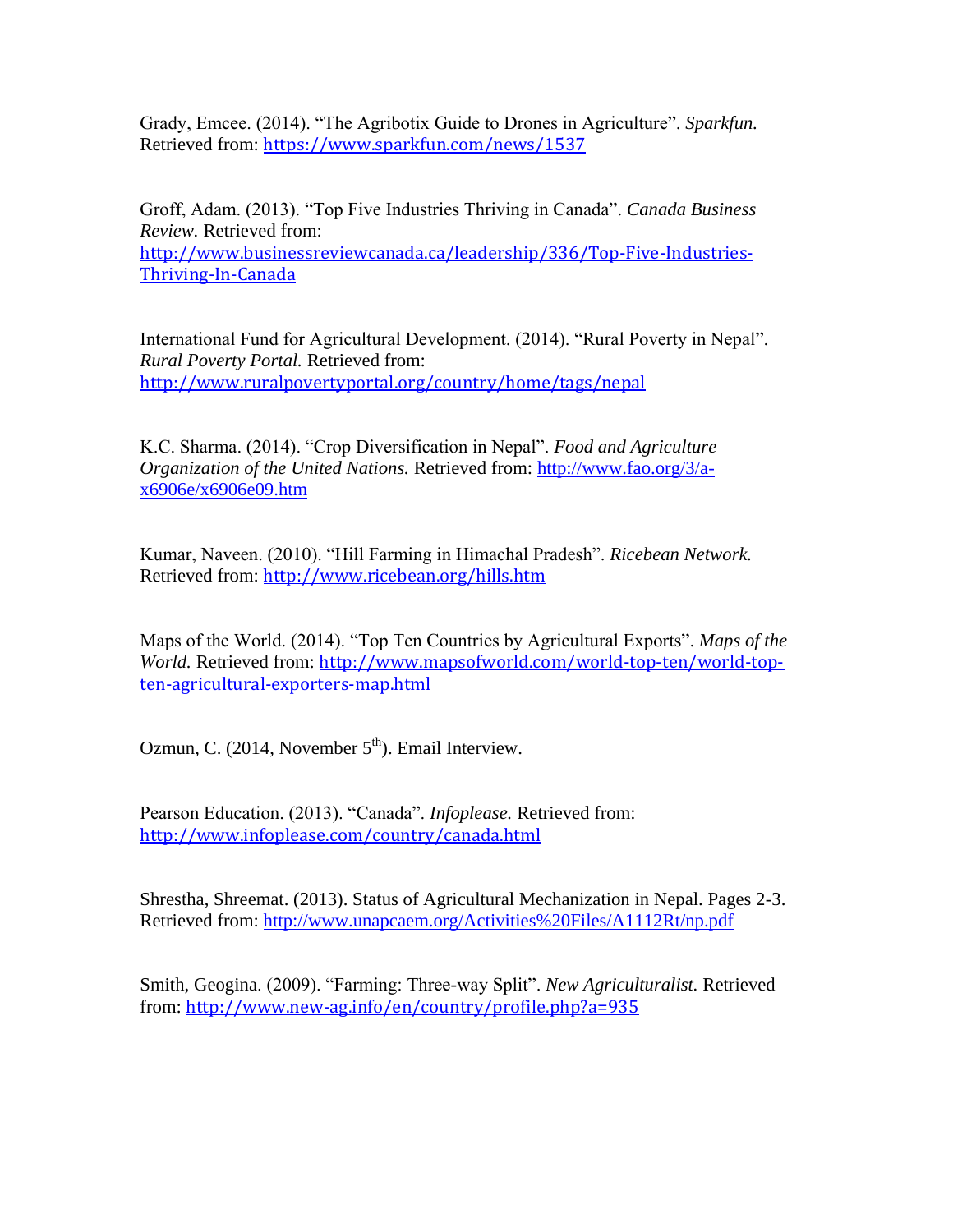Grady, Emcee. (2014). "The Agribotix Guide to Drones in Agriculture". *Sparkfun.* Retrieved from: https://www.sparkfun.com/news/1537

Groff, Adam. (2013). "Top Five Industries Thriving in Canada". *Canada Business Review.* Retrieved from: http://www.businessreviewcanada.ca/leadership/336/Top-Five-Industries-Thriving-In-Canada

International Fund for Agricultural Development. (2014). "Rural Poverty in Nepal". *Rural Poverty Portal.* Retrieved from: http://www.ruralpovertyportal.org/country/home/tags/nepal

K.C. Sharma. (2014). "Crop Diversification in Nepal". *Food and Agriculture Organization of the United Nations.* Retrieved from: http://www.fao.org/3/a-x6906e/x6906e09.htm

Kumar, Naveen. (2010). "Hill Farming in Himachal Pradesh". *Ricebean Network.* Retrieved from: http://www.ricebean.org/hills.htm

Maps of the World. (2014). "Top Ten Countries by Agricultural Exports". *Maps of the World.* Retrieved from: http://www.mapsofworld.com/world-top-ten/world-top-ten-agricultural-exporters-map.html

Ozmun, C. (2014, November 5th). Email Interview.

Pearson Education. (2013). "Canada". *Infoplease.* Retrieved from: http://www.infoplease.com/country/canada.html

Shrestha, Shreemat. (2013). Status of Agricultural Mechanization in Nepal. Pages 2-3. Retrieved from: http://www.unapcaem.org/Activities%20Files/A1112Rt/np.pdf

Smith, Geogina. (2009). "Farming: Three-way Split". *New Agriculturalist.* Retrieved from: http://www.new-ag.info/en/country/profile.php?a=935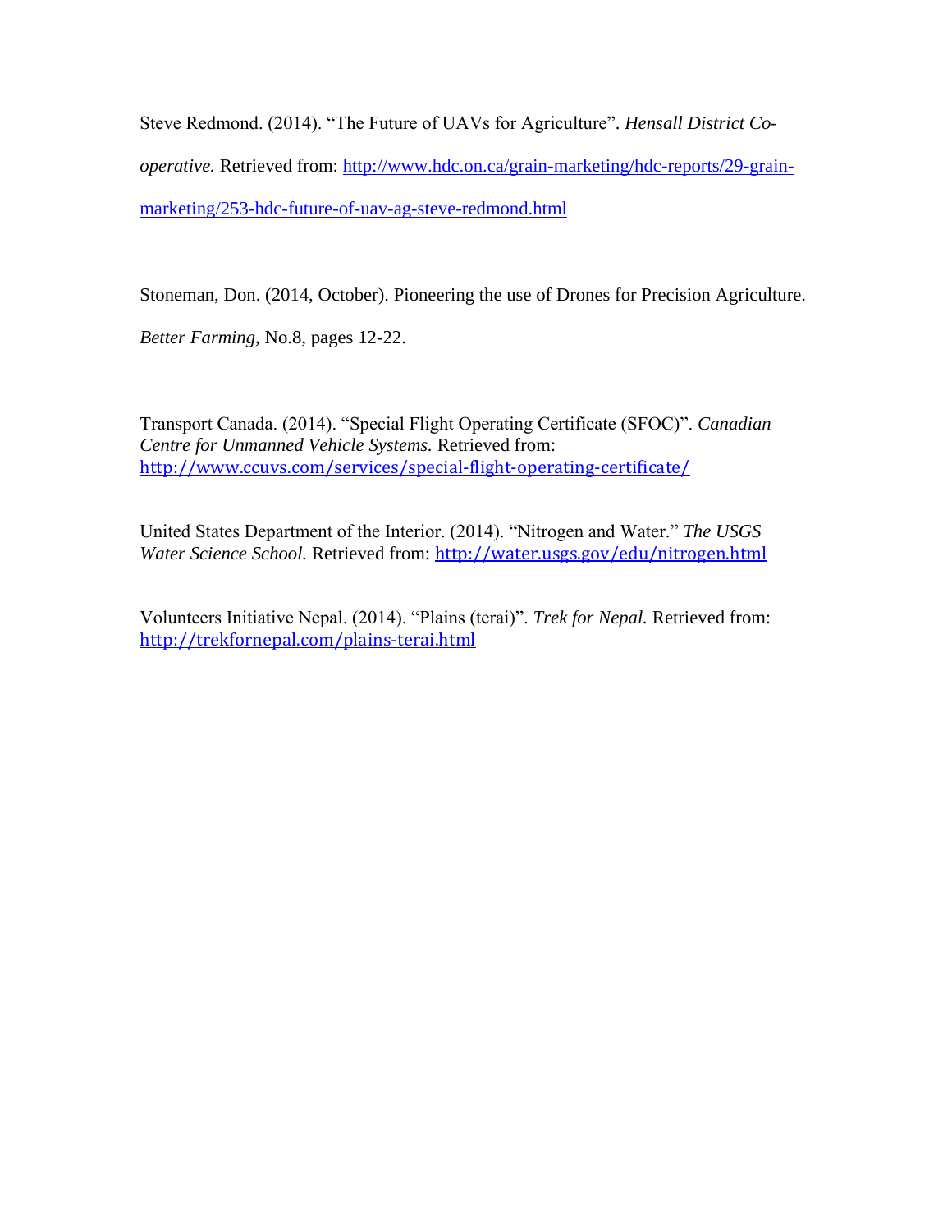Steve Redmond. (2014). "The Future of UAVs for Agriculture". *Hensall District Co-operative.* Retrieved from: http://www.hdc.on.ca/grain-marketing/hdc-reports/29-grain-marketing/253-hdc-future-of-uav-ag-steve-redmond.html

Stoneman, Don. (2014, October). Pioneering the use of Drones for Precision Agriculture. *Better Farming*, No.8, pages 12-22.

Transport Canada. (2014). "Special Flight Operating Certificate (SFOC)". *Canadian Centre for Unmanned Vehicle Systems.* Retrieved from: http://www.ccuvs.com/services/special-flight-operating-certificate/

United States Department of the Interior. (2014). "Nitrogen and Water." *The USGS Water Science School.* Retrieved from: http://water.usgs.gov/edu/nitrogen.html

Volunteers Initiative Nepal. (2014). "Plains (terai)". *Trek for Nepal.* Retrieved from: http://trekfornepal.com/plains-terai.html